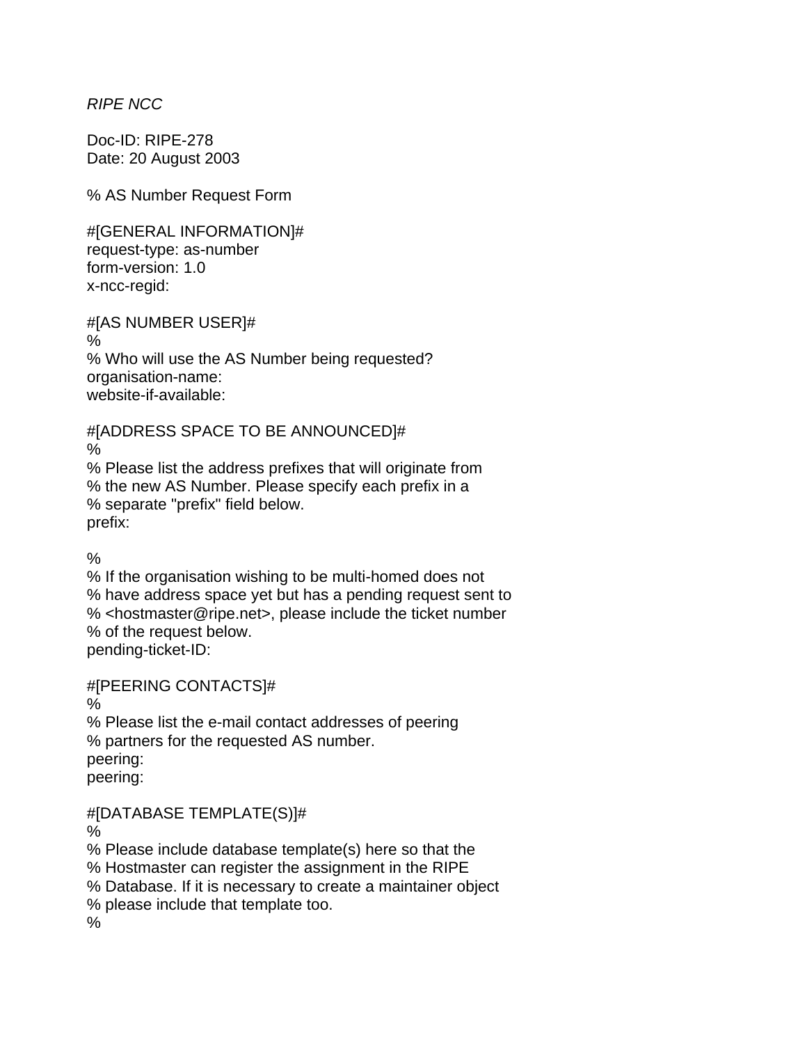*RIPE NCC*

Doc-ID: RIPE-278
Date: 20 August 2003

```
% AS Number Request Form

#[GENERAL INFORMATION]#
request-type: as-number
form-version: 1.0
x-ncc-regid:

#[AS NUMBER USER]#
%
% Who will use the AS Number being requested?
organisation-name:
website-if-available:

#[ADDRESS SPACE TO BE ANNOUNCED]#
%
% Please list the address prefixes that will originate from
% the new AS Number. Please specify each prefix in a
% separate "prefix" field below.
prefix:

%
% If the organisation wishing to be multi-homed does not
% have address space yet but has a pending request sent to
% <hostmaster@ripe.net>, please include the ticket number
% of the request below.
pending-ticket-ID:

#[PEERING CONTACTS]#
%
% Please list the e-mail contact addresses of peering
% partners for the requested AS number.
peering:
peering:

#[DATABASE TEMPLATE(S)]#
%
% Please include database template(s) here so that the
% Hostmaster can register the assignment in the RIPE
% Database. If it is necessary to create a maintainer object
% please include that template too.
%
```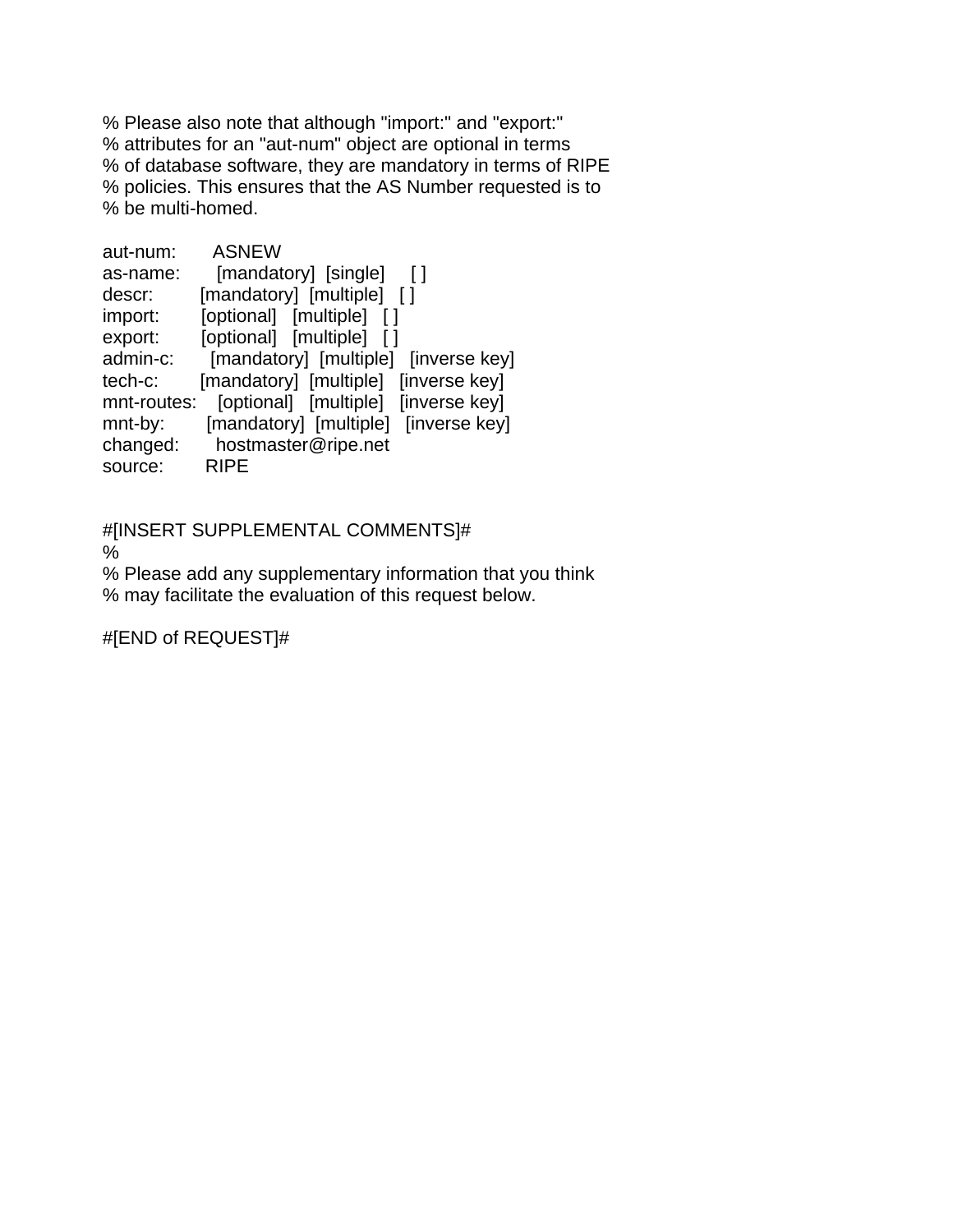% Please also note that although "import:" and "export:"
% attributes for an "aut-num" object are optional in terms
% of database software, they are mandatory in terms of RIPE
% policies. This ensures that the AS Number requested is to
% be multi-homed.

```
aut-num:       ASNEW
as-name:       [mandatory]  [single]     [ ]
descr:         [mandatory]  [multiple]   [ ]
import:        [optional]   [multiple]   [ ]
export:        [optional]   [multiple]   [ ]
admin-c:       [mandatory]  [multiple]   [inverse key]
tech-c:        [mandatory]  [multiple]   [inverse key]
mnt-routes:    [optional]   [multiple]   [inverse key]
mnt-by:        [mandatory]  [multiple]   [inverse key]
changed:       hostmaster@ripe.net
source:        RIPE
```

#[INSERT SUPPLEMENTAL COMMENTS]#
%
% Please add any supplementary information that you think
% may facilitate the evaluation of this request below.

#[END of REQUEST]#